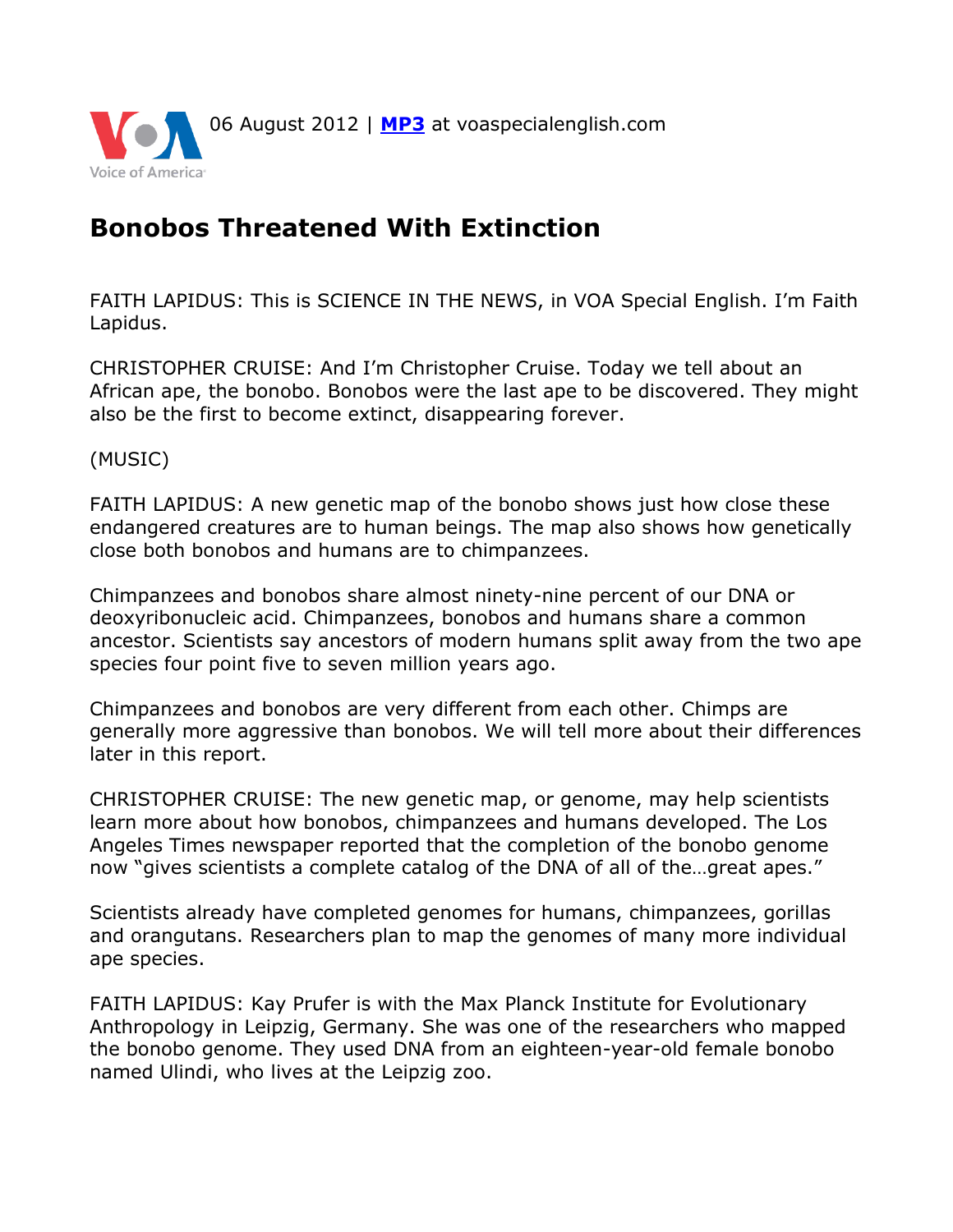06 August 2012 | **MP3** at voaspecialenglish.com

# Bonobos Threatened With Extinction

FAITH LAPIDUS: This is SCIENCE IN THE NEWS, in VOA Special English. I'm Faith Lapidus.

CHRISTOPHER CRUISE: And I'm Christopher Cruise. Today we tell about an African ape, the bonobo. Bonobos were the last ape to be discovered. They might also be the first to become extinct, disappearing forever.

(MUSIC)

FAITH LAPIDUS: A new genetic map of the bonobo shows just how close these endangered creatures are to human beings. The map also shows how genetically close both bonobos and humans are to chimpanzees.

Chimpanzees and bonobos share almost ninety-nine percent of our DNA or deoxyribonucleic acid. Chimpanzees, bonobos and humans share a common ancestor. Scientists say ancestors of modern humans split away from the two ape species four point five to seven million years ago.

Chimpanzees and bonobos are very different from each other. Chimps are generally more aggressive than bonobos. We will tell more about their differences later in this report.

CHRISTOPHER CRUISE: The new genetic map, or genome, may help scientists learn more about how bonobos, chimpanzees and humans developed. The Los Angeles Times newspaper reported that the completion of the bonobo genome now "gives scientists a complete catalog of the DNA of all of the…great apes."

Scientists already have completed genomes for humans, chimpanzees, gorillas and orangutans. Researchers plan to map the genomes of many more individual ape species.

FAITH LAPIDUS: Kay Prufer is with the Max Planck Institute for Evolutionary Anthropology in Leipzig, Germany. She was one of the researchers who mapped the bonobo genome. They used DNA from an eighteen-year-old female bonobo named Ulindi, who lives at the Leipzig zoo.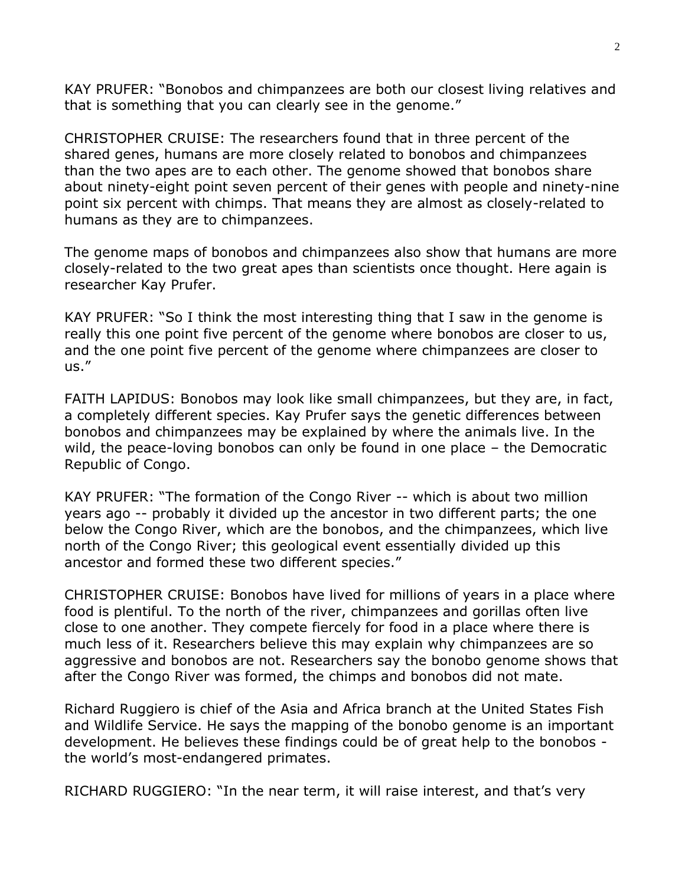KAY PRUFER: "Bonobos and chimpanzees are both our closest living relatives and that is something that you can clearly see in the genome."

CHRISTOPHER CRUISE: The researchers found that in three percent of the shared genes, humans are more closely related to bonobos and chimpanzees than the two apes are to each other. The genome showed that bonobos share about ninety-eight point seven percent of their genes with people and ninety-nine point six percent with chimps. That means they are almost as closely-related to humans as they are to chimpanzees.

The genome maps of bonobos and chimpanzees also show that humans are more closely-related to the two great apes than scientists once thought. Here again is researcher Kay Prufer.

KAY PRUFER: "So I think the most interesting thing that I saw in the genome is really this one point five percent of the genome where bonobos are closer to us, and the one point five percent of the genome where chimpanzees are closer to us."

FAITH LAPIDUS: Bonobos may look like small chimpanzees, but they are, in fact, a completely different species. Kay Prufer says the genetic differences between bonobos and chimpanzees may be explained by where the animals live. In the wild, the peace-loving bonobos can only be found in one place – the Democratic Republic of Congo.

KAY PRUFER: "The formation of the Congo River -- which is about two million years ago -- probably it divided up the ancestor in two different parts; the one below the Congo River, which are the bonobos, and the chimpanzees, which live north of the Congo River; this geological event essentially divided up this ancestor and formed these two different species."

CHRISTOPHER CRUISE: Bonobos have lived for millions of years in a place where food is plentiful. To the north of the river, chimpanzees and gorillas often live close to one another. They compete fiercely for food in a place where there is much less of it. Researchers believe this may explain why chimpanzees are so aggressive and bonobos are not. Researchers say the bonobo genome shows that after the Congo River was formed, the chimps and bonobos did not mate.

Richard Ruggiero is chief of the Asia and Africa branch at the United States Fish and Wildlife Service. He says the mapping of the bonobo genome is an important development. He believes these findings could be of great help to the bonobos - the world's most-endangered primates.

RICHARD RUGGIERO: "In the near term, it will raise interest, and that's very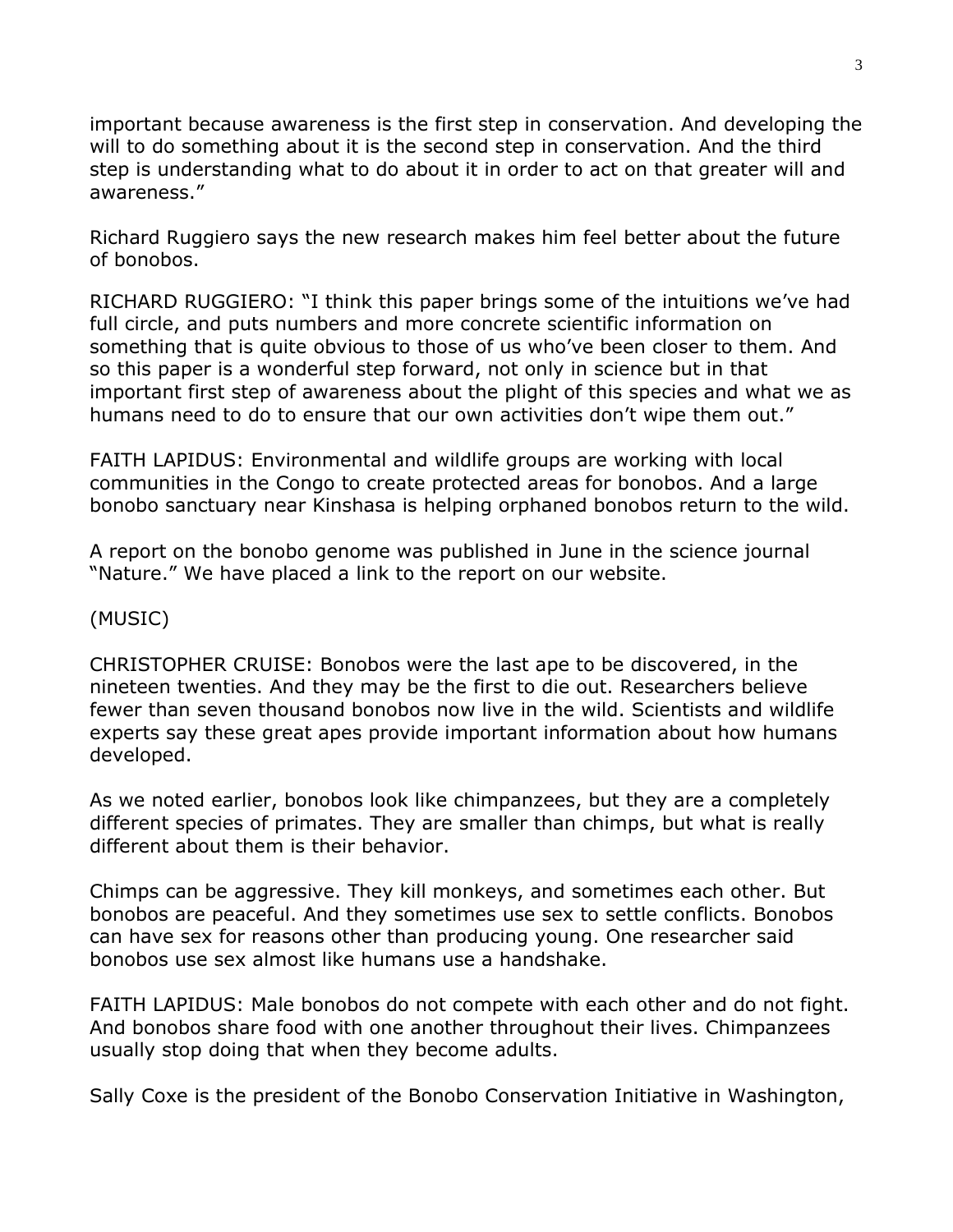important because awareness is the first step in conservation. And developing the will to do something about it is the second step in conservation. And the third step is understanding what to do about it in order to act on that greater will and awareness."

Richard Ruggiero says the new research makes him feel better about the future of bonobos.

RICHARD RUGGIERO: "I think this paper brings some of the intuitions we've had full circle, and puts numbers and more concrete scientific information on something that is quite obvious to those of us who've been closer to them. And so this paper is a wonderful step forward, not only in science but in that important first step of awareness about the plight of this species and what we as humans need to do to ensure that our own activities don't wipe them out."

FAITH LAPIDUS: Environmental and wildlife groups are working with local communities in the Congo to create protected areas for bonobos. And a large bonobo sanctuary near Kinshasa is helping orphaned bonobos return to the wild.

A report on the bonobo genome was published in June in the science journal "Nature." We have placed a link to the report on our website.

(MUSIC)

CHRISTOPHER CRUISE: Bonobos were the last ape to be discovered, in the nineteen twenties. And they may be the first to die out. Researchers believe fewer than seven thousand bonobos now live in the wild. Scientists and wildlife experts say these great apes provide important information about how humans developed.

As we noted earlier, bonobos look like chimpanzees, but they are a completely different species of primates. They are smaller than chimps, but what is really different about them is their behavior.

Chimps can be aggressive. They kill monkeys, and sometimes each other. But bonobos are peaceful. And they sometimes use sex to settle conflicts. Bonobos can have sex for reasons other than producing young. One researcher said bonobos use sex almost like humans use a handshake.

FAITH LAPIDUS: Male bonobos do not compete with each other and do not fight. And bonobos share food with one another throughout their lives. Chimpanzees usually stop doing that when they become adults.

Sally Coxe is the president of the Bonobo Conservation Initiative in Washington,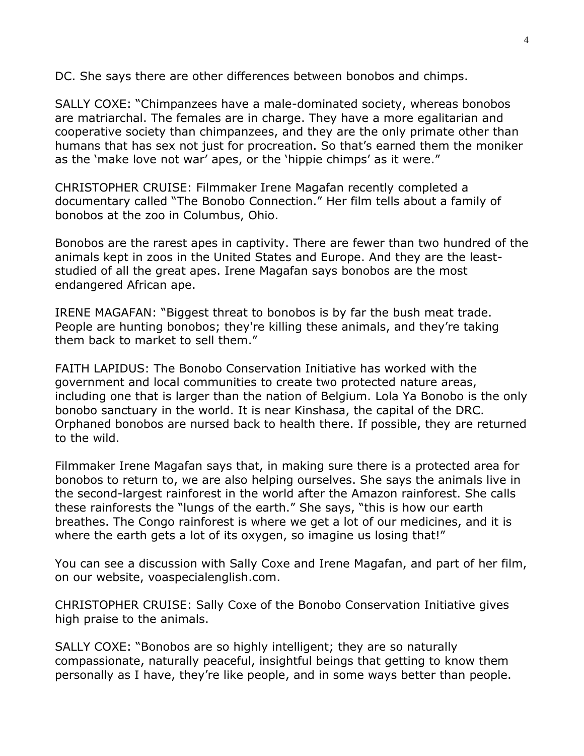DC. She says there are other differences between bonobos and chimps.

SALLY COXE: "Chimpanzees have a male-dominated society, whereas bonobos are matriarchal. The females are in charge. They have a more egalitarian and cooperative society than chimpanzees, and they are the only primate other than humans that has sex not just for procreation. So that's earned them the moniker as the 'make love not war' apes, or the 'hippie chimps' as it were."

CHRISTOPHER CRUISE: Filmmaker Irene Magafan recently completed a documentary called "The Bonobo Connection." Her film tells about a family of bonobos at the zoo in Columbus, Ohio.

Bonobos are the rarest apes in captivity. There are fewer than two hundred of the animals kept in zoos in the United States and Europe. And they are the least-studied of all the great apes. Irene Magafan says bonobos are the most endangered African ape.

IRENE MAGAFAN: "Biggest threat to bonobos is by far the bush meat trade. People are hunting bonobos; they're killing these animals, and they're taking them back to market to sell them."

FAITH LAPIDUS: The Bonobo Conservation Initiative has worked with the government and local communities to create two protected nature areas, including one that is larger than the nation of Belgium. Lola Ya Bonobo is the only bonobo sanctuary in the world. It is near Kinshasa, the capital of the DRC. Orphaned bonobos are nursed back to health there. If possible, they are returned to the wild.

Filmmaker Irene Magafan says that, in making sure there is a protected area for bonobos to return to, we are also helping ourselves. She says the animals live in the second-largest rainforest in the world after the Amazon rainforest. She calls these rainforests the "lungs of the earth." She says, "this is how our earth breathes. The Congo rainforest is where we get a lot of our medicines, and it is where the earth gets a lot of its oxygen, so imagine us losing that!"

You can see a discussion with Sally Coxe and Irene Magafan, and part of her film, on our website, voaspecialenglish.com.

CHRISTOPHER CRUISE: Sally Coxe of the Bonobo Conservation Initiative gives high praise to the animals.

SALLY COXE: "Bonobos are so highly intelligent; they are so naturally compassionate, naturally peaceful, insightful beings that getting to know them personally as I have, they're like people, and in some ways better than people.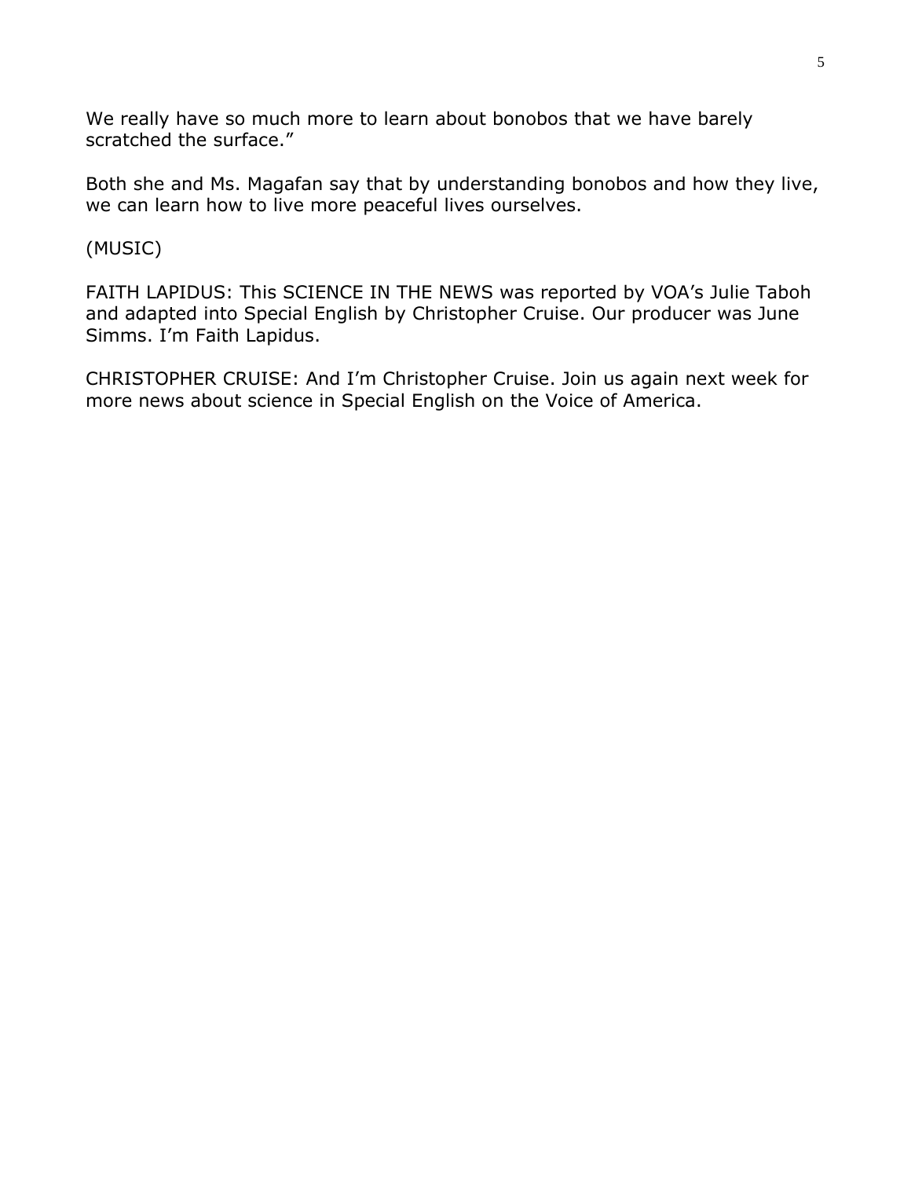We really have so much more to learn about bonobos that we have barely scratched the surface."

Both she and Ms. Magafan say that by understanding bonobos and how they live, we can learn how to live more peaceful lives ourselves.

(MUSIC)

FAITH LAPIDUS: This SCIENCE IN THE NEWS was reported by VOA's Julie Taboh and adapted into Special English by Christopher Cruise. Our producer was June Simms. I'm Faith Lapidus.

CHRISTOPHER CRUISE: And I'm Christopher Cruise. Join us again next week for more news about science in Special English on the Voice of America.